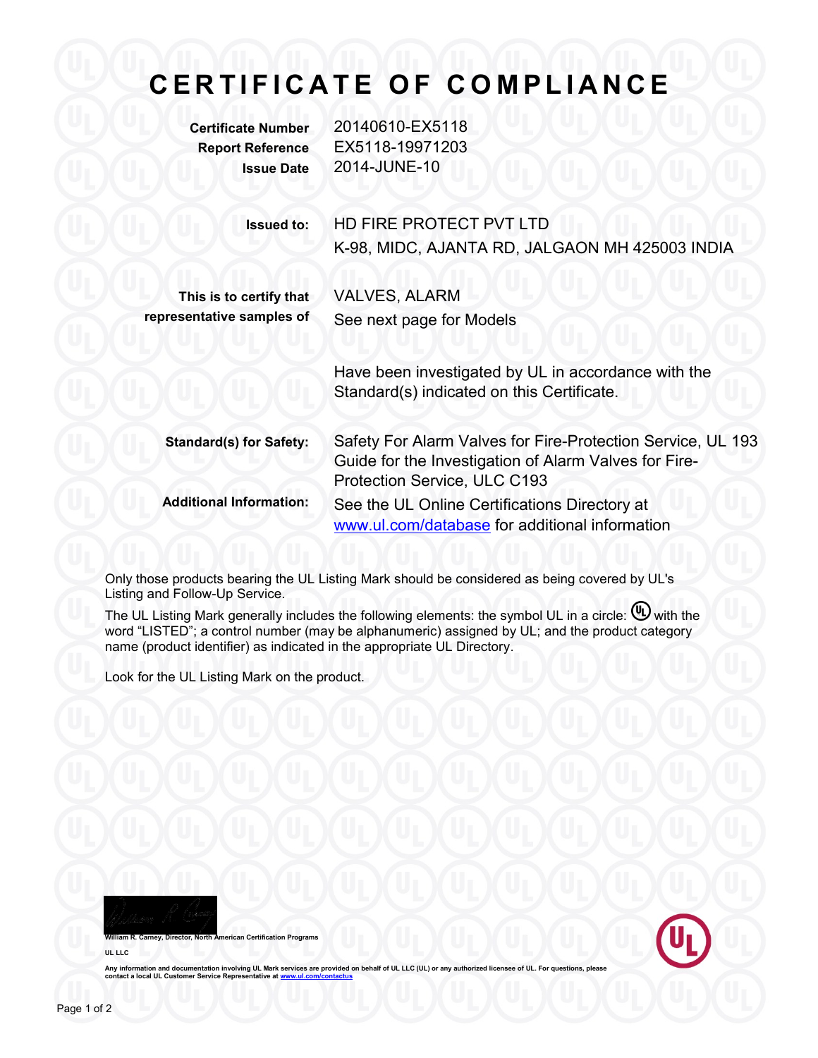# CERTIFICATE OF COMPLIANCE

| | |
|---|---|
| **Certificate Number** | 20140610-EX5118 |
| **Report Reference** | EX5118-19971203 |
| **Issue Date** | 2014-JUNE-10 |

**Issued to:** HD FIRE PROTECT PVT LTD
K-98, MIDC, AJANTA RD, JALGAON MH 425003 INDIA

**This is to certify that representative samples of** VALVES, ALARM
See next page for Models

Have been investigated by UL in accordance with the Standard(s) indicated on this Certificate.

**Standard(s) for Safety:** Safety For Alarm Valves for Fire-Protection Service, UL 193
Guide for the Investigation of Alarm Valves for Fire-Protection Service, ULC C193

**Additional Information:** See the UL Online Certifications Directory at www.ul.com/database for additional information

Only those products bearing the UL Listing Mark should be considered as being covered by UL's Listing and Follow-Up Service.

The UL Listing Mark generally includes the following elements: the symbol UL in a circle: Ⓤ with the word "LISTED"; a control number (may be alphanumeric) assigned by UL; and the product category name (product identifier) as indicated in the appropriate UL Directory.

Look for the UL Listing Mark on the product.

William R. Carney, Director, North American Certification Programs

UL LLC

Any information and documentation involving UL Mark services are provided on behalf of UL LLC (UL) or any authorized licensee of UL. For questions, please contact a local UL Customer Service Representative at www.ul.com/contactus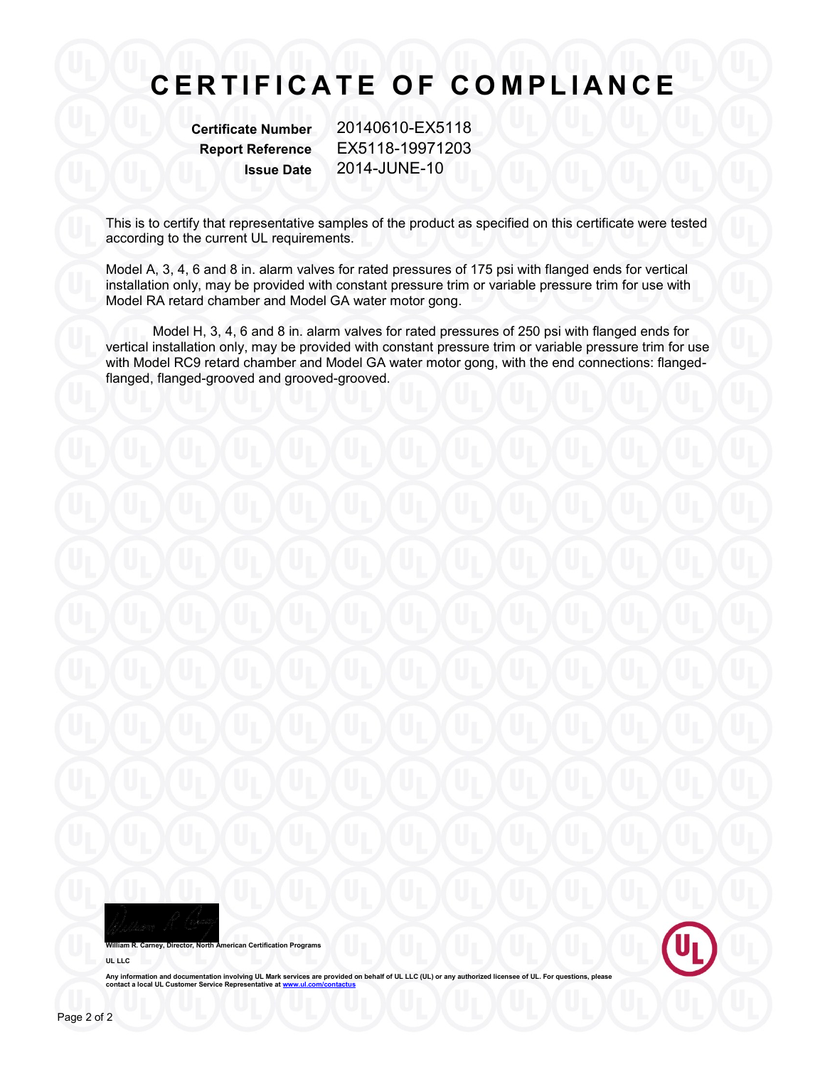# CERTIFICATE OF COMPLIANCE

**Certificate Number** 20140610-EX5118
**Report Reference** EX5118-19971203
**Issue Date** 2014-JUNE-10

This is to certify that representative samples of the product as specified on this certificate were tested according to the current UL requirements.

Model A, 3, 4, 6 and 8 in. alarm valves for rated pressures of 175 psi with flanged ends for vertical installation only, may be provided with constant pressure trim or variable pressure trim for use with Model RA retard chamber and Model GA water motor gong.

Model H, 3, 4, 6 and 8 in. alarm valves for rated pressures of 250 psi with flanged ends for vertical installation only, may be provided with constant pressure trim or variable pressure trim for use with Model RC9 retard chamber and Model GA water motor gong, with the end connections: flanged-flanged, flanged-grooved and grooved-grooved.

**William R. Carney, Director, North American Certification Programs**

**UL LLC**

**Any information and documentation involving UL Mark services are provided on behalf of UL LLC (UL) or any authorized licensee of UL. For questions, please contact a local UL Customer Service Representative at www.ul.com/contactus**